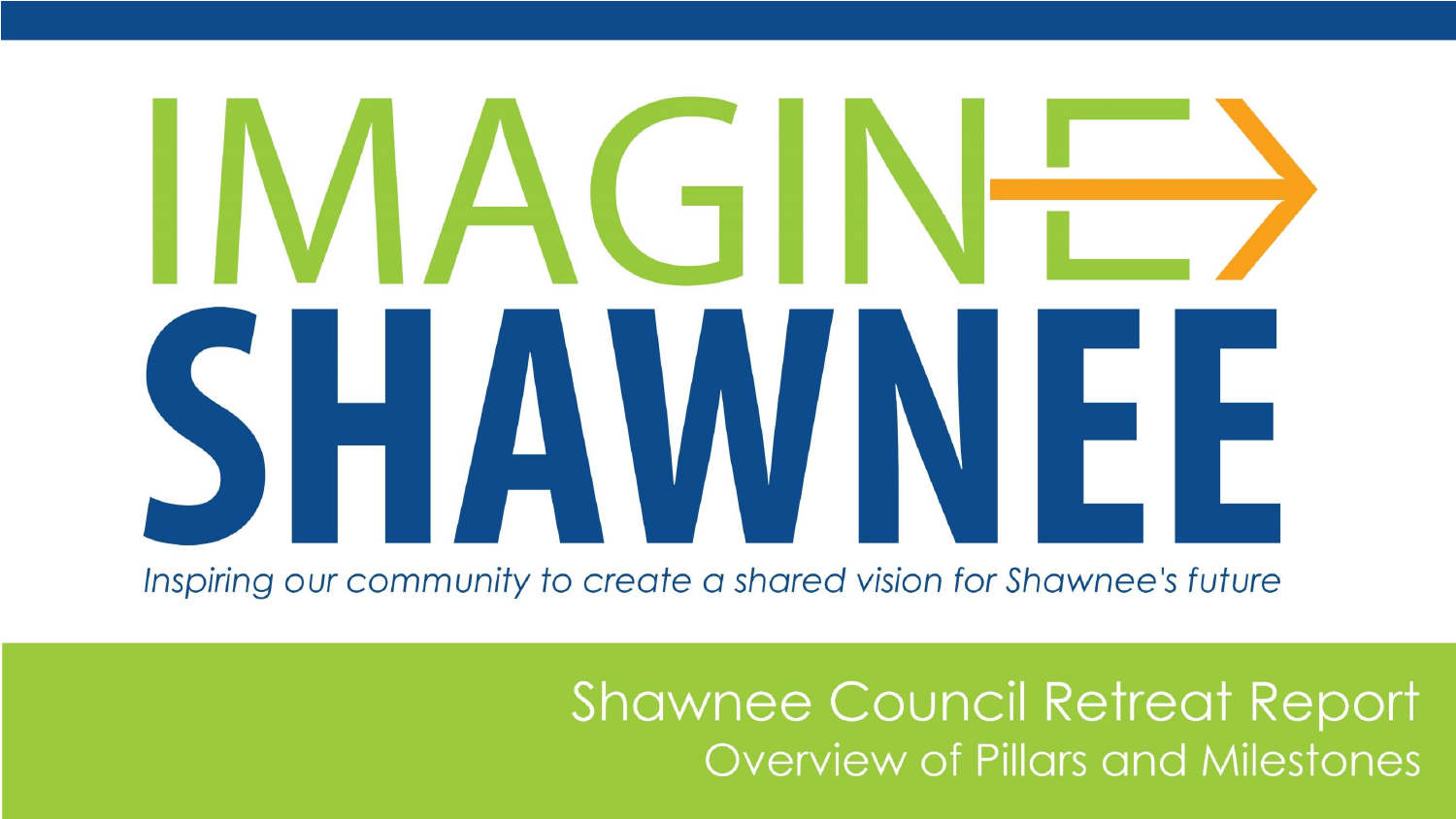# IMAGINE SHAWNEE

*Inspiring our community to create a shared vision for Shawnee's future*

## Shawnee Council Retreat Report

### Overview of Pillars and Milestones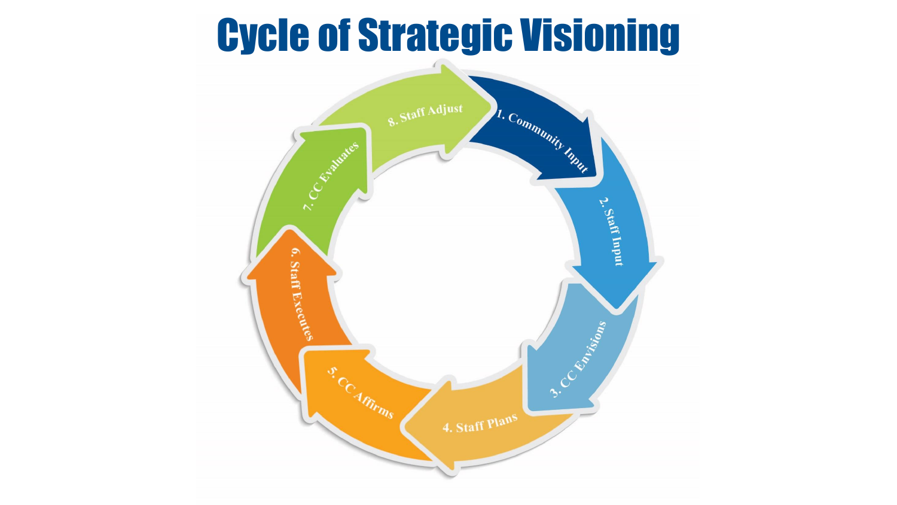# Cycle of Strategic Visioning

1. Community Input
2. Staff Input
3. CC Envisions
4. Staff Plans
5. CC Affirms
6. Staff Executes
7. CC Evaluates
8. Staff Adjust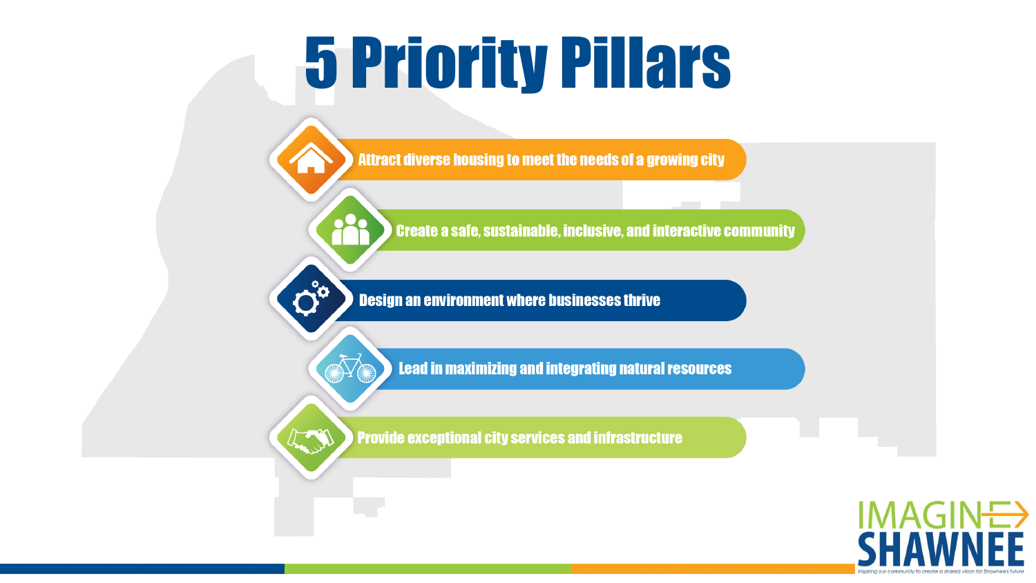# 5 Priority Pillars

- Attract diverse housing to meet the needs of a growing city
- Create a safe, sustainable, inclusive, and interactive community
- Design an environment where businesses thrive
- Lead in maximizing and integrating natural resources
- Provide exceptional city services and infrastructure

IMAGINE SHAWNEE

Inspiring our community to create a shared vision for Shawnee's future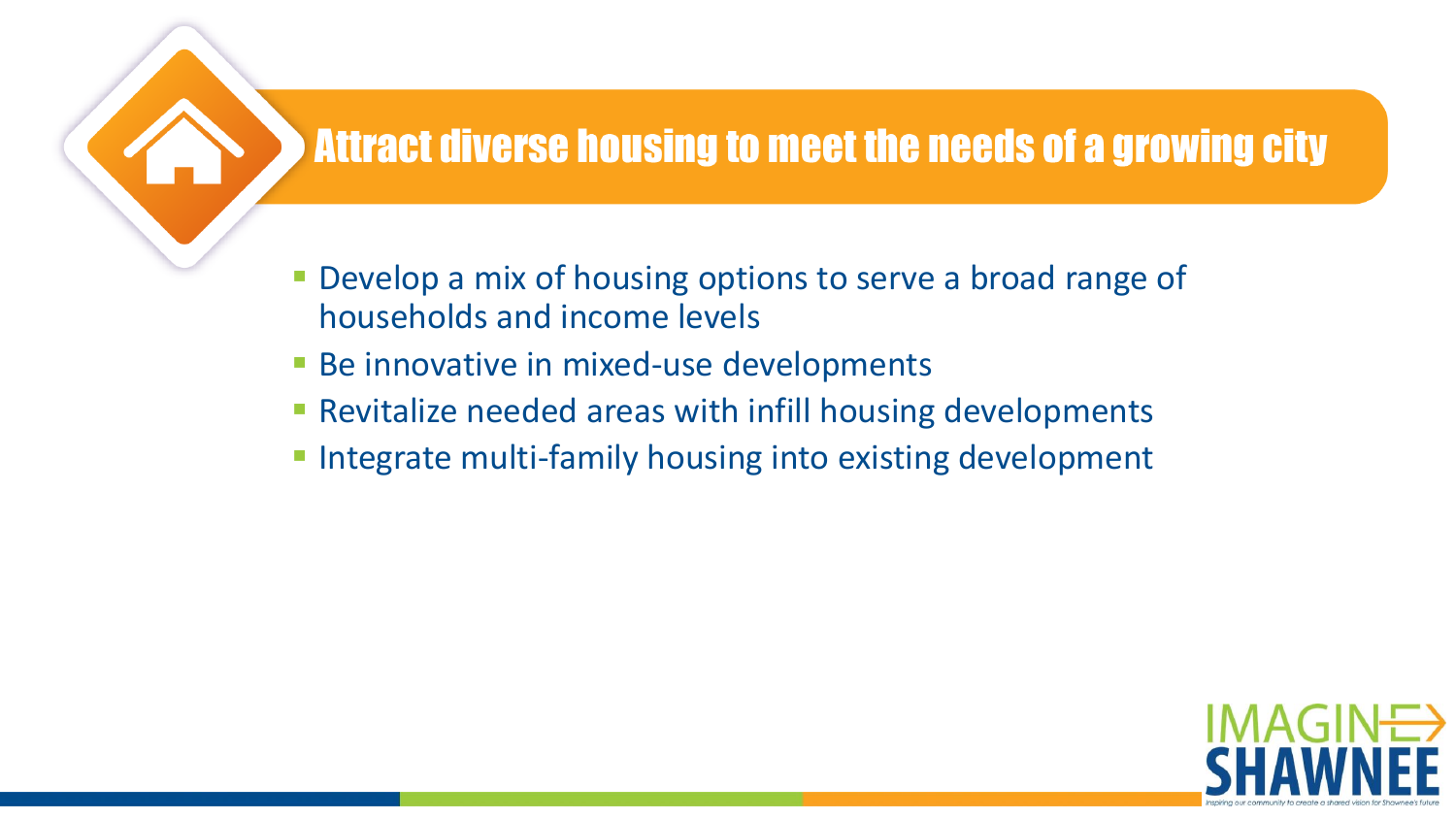## Attract diverse housing to meet the needs of a growing city

- Develop a mix of housing options to serve a broad range of households and income levels
- Be innovative in mixed-use developments
- Revitalize needed areas with infill housing developments
- Integrate multi-family housing into existing development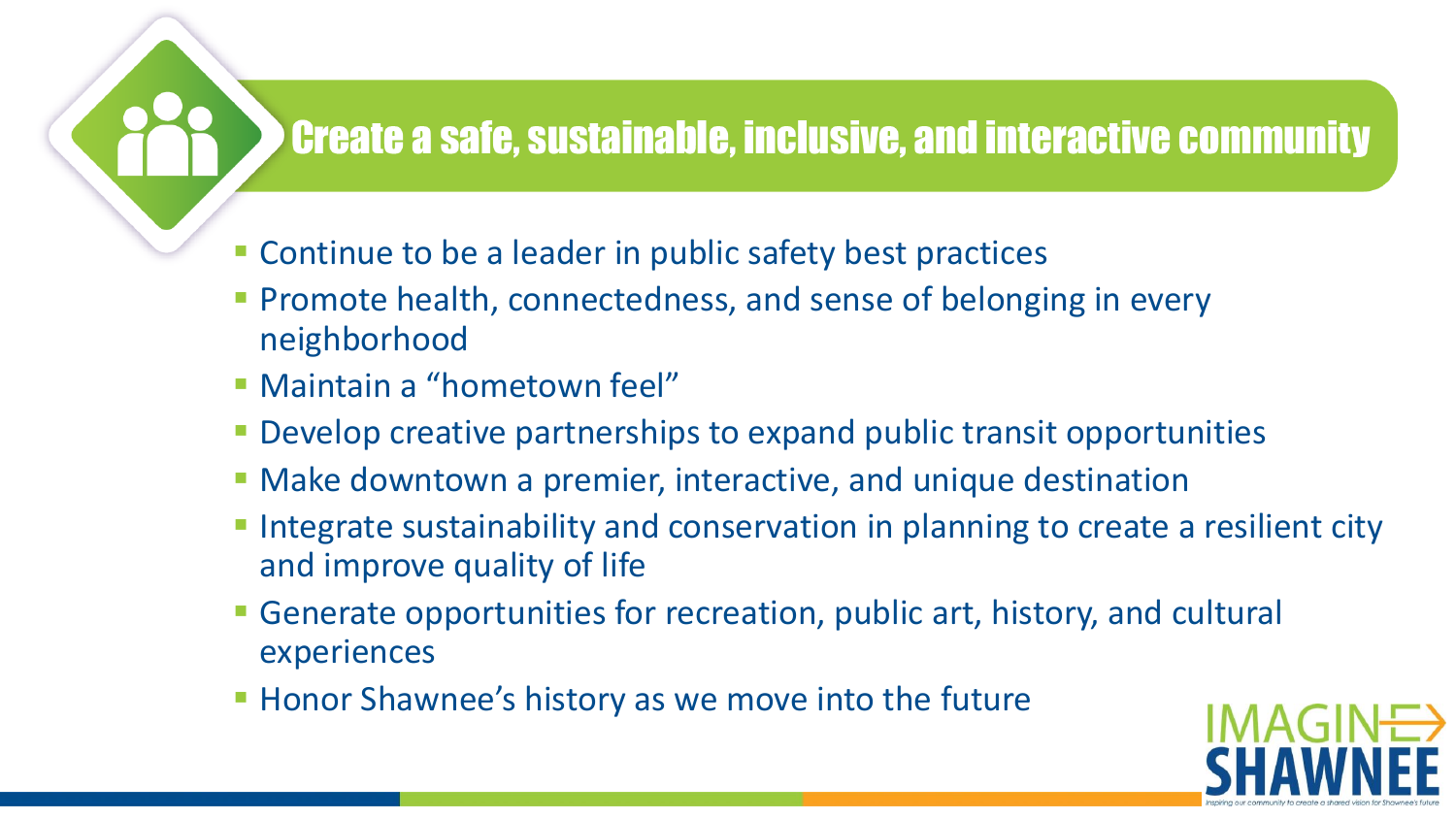## Create a safe, sustainable, inclusive, and interactive community

- Continue to be a leader in public safety best practices
- Promote health, connectedness, and sense of belonging in every neighborhood
- Maintain a "hometown feel"
- Develop creative partnerships to expand public transit opportunities
- Make downtown a premier, interactive, and unique destination
- Integrate sustainability and conservation in planning to create a resilient city and improve quality of life
- Generate opportunities for recreation, public art, history, and cultural experiences
- Honor Shawnee's history as we move into the future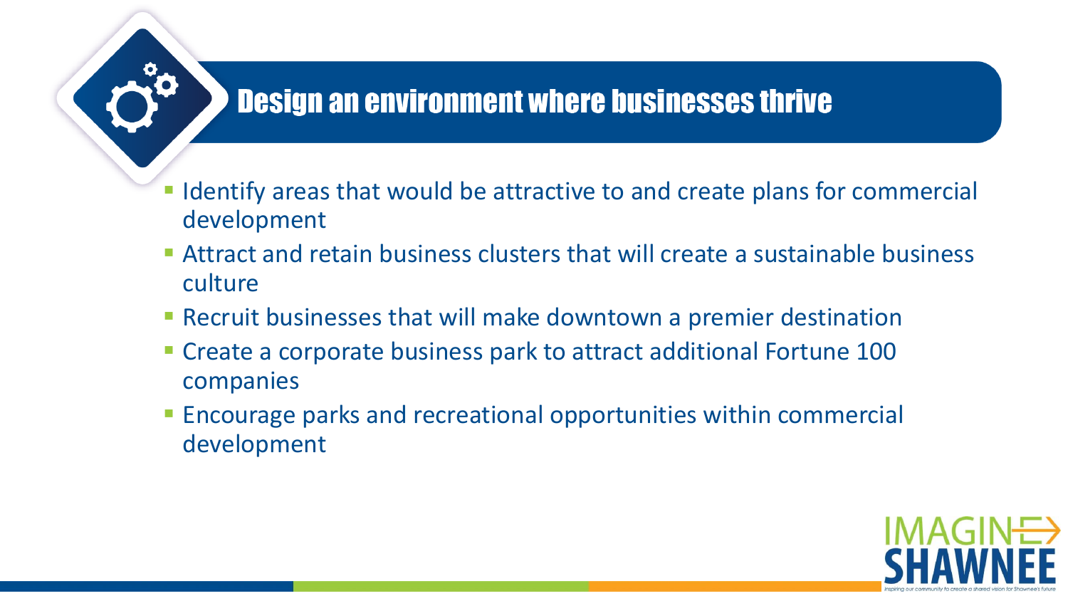## Design an environment where businesses thrive

- Identify areas that would be attractive to and create plans for commercial development
- Attract and retain business clusters that will create a sustainable business culture
- Recruit businesses that will make downtown a premier destination
- Create a corporate business park to attract additional Fortune 100 companies
- Encourage parks and recreational opportunities within commercial development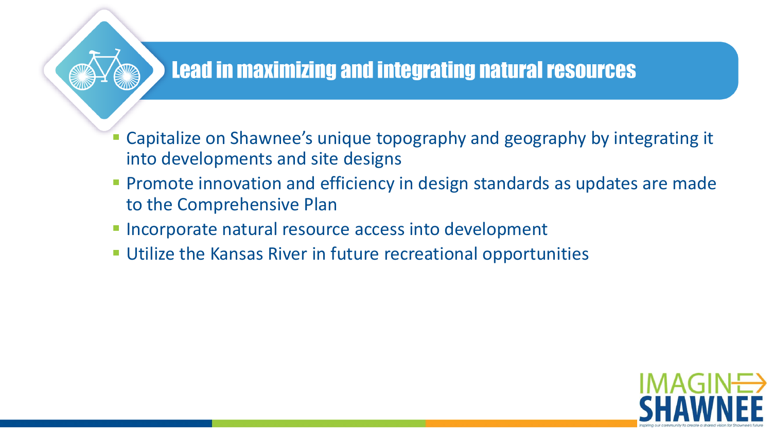## Lead in maximizing and integrating natural resources

- Capitalize on Shawnee's unique topography and geography by integrating it into developments and site designs
- Promote innovation and efficiency in design standards as updates are made to the Comprehensive Plan
- Incorporate natural resource access into development
- Utilize the Kansas River in future recreational opportunities

IMAGINE SHAWNEE

Inspiring our community to create a shared vision for Shawnee's future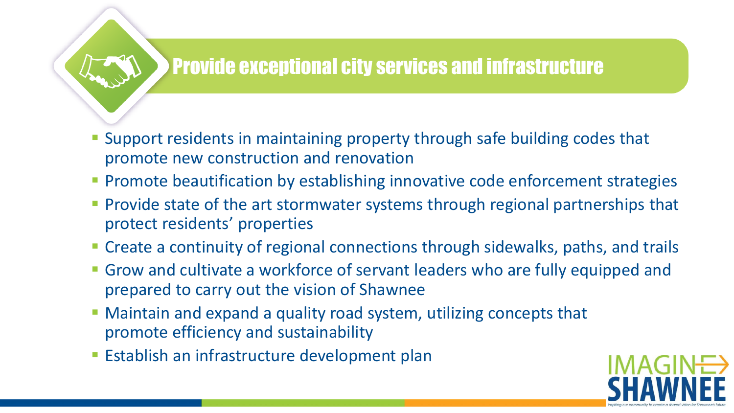# Provide exceptional city services and infrastructure

- Support residents in maintaining property through safe building codes that promote new construction and renovation
- Promote beautification by establishing innovative code enforcement strategies
- Provide state of the art stormwater systems through regional partnerships that protect residents' properties
- Create a continuity of regional connections through sidewalks, paths, and trails
- Grow and cultivate a workforce of servant leaders who are fully equipped and prepared to carry out the vision of Shawnee
- Maintain and expand a quality road system, utilizing concepts that promote efficiency and sustainability
- Establish an infrastructure development plan

IMAGINE SHAWNEE

*Inspiring our community to create a shared vision for Shawnee's future*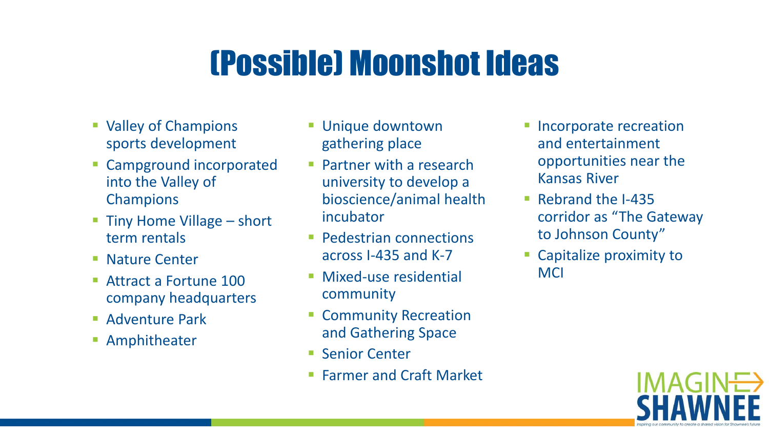# (Possible) Moonshot Ideas

- Valley of Champions sports development
- Campground incorporated into the Valley of Champions
- Tiny Home Village – short term rentals
- Nature Center
- Attract a Fortune 100 company headquarters
- Adventure Park
- Amphitheater
- Unique downtown gathering place
- Partner with a research university to develop a bioscience/animal health incubator
- Pedestrian connections across I-435 and K-7
- Mixed-use residential community
- Community Recreation and Gathering Space
- Senior Center
- Farmer and Craft Market
- Incorporate recreation and entertainment opportunities near the Kansas River
- Rebrand the I-435 corridor as "The Gateway to Johnson County"
- Capitalize proximity to MCI

IMAGINE SHAWNEE

Inspiring our community to create a shared vision for Shawnee's future